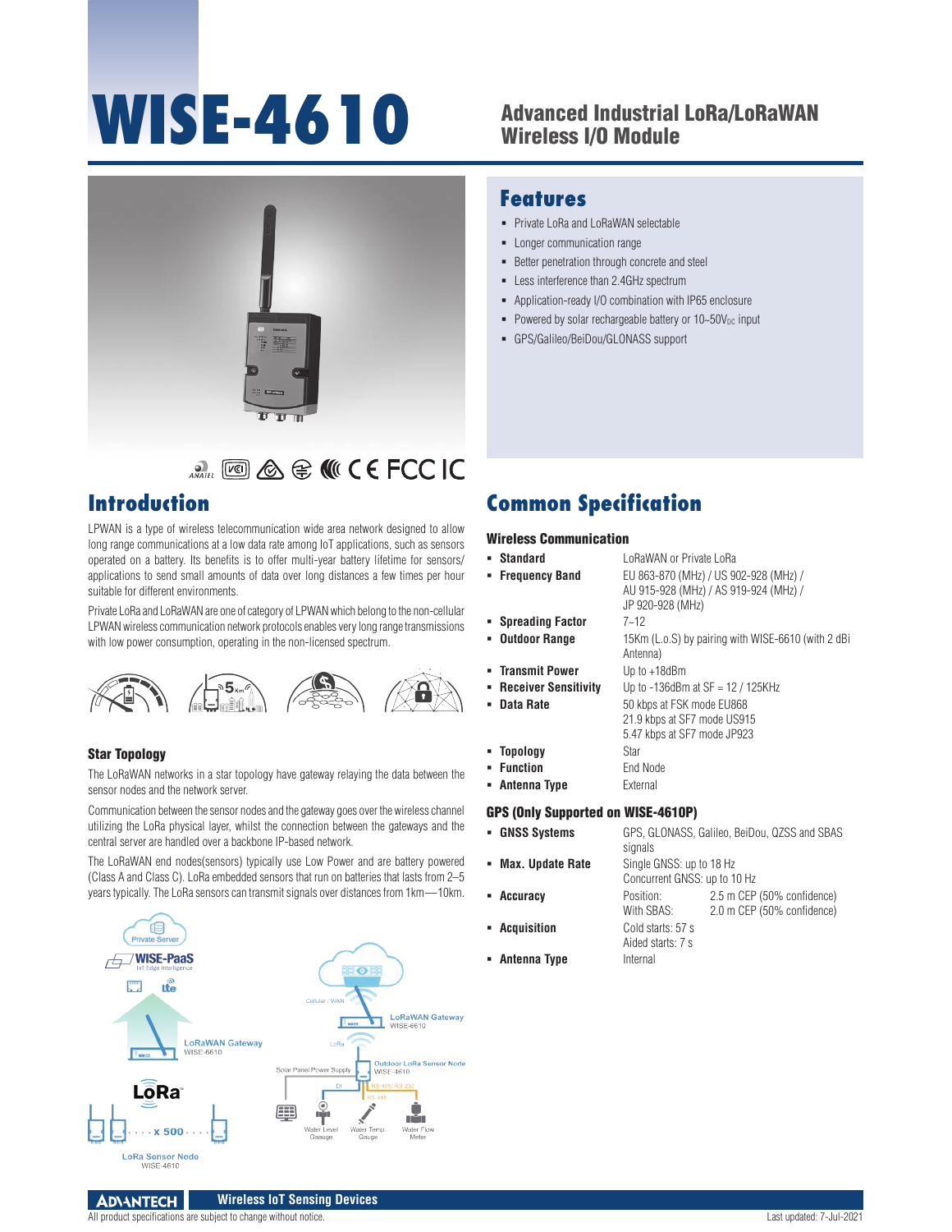# WISE-4610

## Advanced Industrial LoRa/LoRaWAN Wireless I/O Module

## Features

- Private LoRa and LoRaWAN selectable
- Longer communication range
- Better penetration through concrete and steel
- Less interference than 2.4GHz spectrum
- Application-ready I/O combination with IP65 enclosure
- Powered by solar rechargeable battery or 10~50V$_{DC}$ input
- GPS/Galileo/BeiDou/GLONASS support

## Introduction

LPWAN is a type of wireless telecommunication wide area network designed to allow long range communications at a low data rate among IoT applications, such as sensors operated on a battery. Its benefits is to offer multi-year battery lifetime for sensors/applications to send small amounts of data over long distances a few times per hour suitable for different environments.

Private LoRa and LoRaWAN are one of category of LPWAN which belong to the non-cellular LPWAN wireless communication network protocols enables very long range transmissions with low power consumption, operating in the non-licensed spectrum.

### Star Topology

The LoRaWAN networks in a star topology have gateway relaying the data between the sensor nodes and the network server.

Communication between the sensor nodes and the gateway goes over the wireless channel utilizing the LoRa physical layer, whilst the connection between the gateways and the central server are handled over a backbone IP-based network.

The LoRaWAN end nodes(sensors) typically use Low Power and are battery powered (Class A and Class C). LoRa embedded sensors that run on batteries that lasts from 2–5 years typically. The LoRa sensors can transmit signals over distances from 1km—10km.

## Common Specification

### Wireless Communication

- **Standard**: LoRaWAN or Private LoRa
- **Frequency Band**: EU 863-870 (MHz) / US 902-928 (MHz) / AU 915-928 (MHz) / AS 919-924 (MHz) / JP 920-928 (MHz)
- **Spreading Factor**: 7~12
- **Outdoor Range**: 15Km (L.o.S) by pairing with WISE-6610 (with 2 dBi Antenna)
- **Transmit Power**: Up to +18dBm
- **Receiver Sensitivity**: Up to -136dBm at SF = 12 / 125KHz
- **Data Rate**: 50 kbps at FSK mode EU868; 21.9 kbps at SF7 mode US915; 5.47 kbps at SF7 mode JP923
- **Topology**: Star
- **Function**: End Node
- **Antenna Type**: External

### GPS (Only Supported on WISE-4610P)

- **GNSS Systems**: GPS, GLONASS, Galileo, BeiDou, QZSS and SBAS signals
- **Max. Update Rate**: Single GNSS: up to 18 Hz; Concurrent GNSS: up to 10 Hz
- **Accuracy**: Position: 2.5 m CEP (50% confidence); With SBAS: 2.0 m CEP (50% confidence)
- **Acquisition**: Cold starts: 57 s; Aided starts: 7 s
- **Antenna Type**: Internal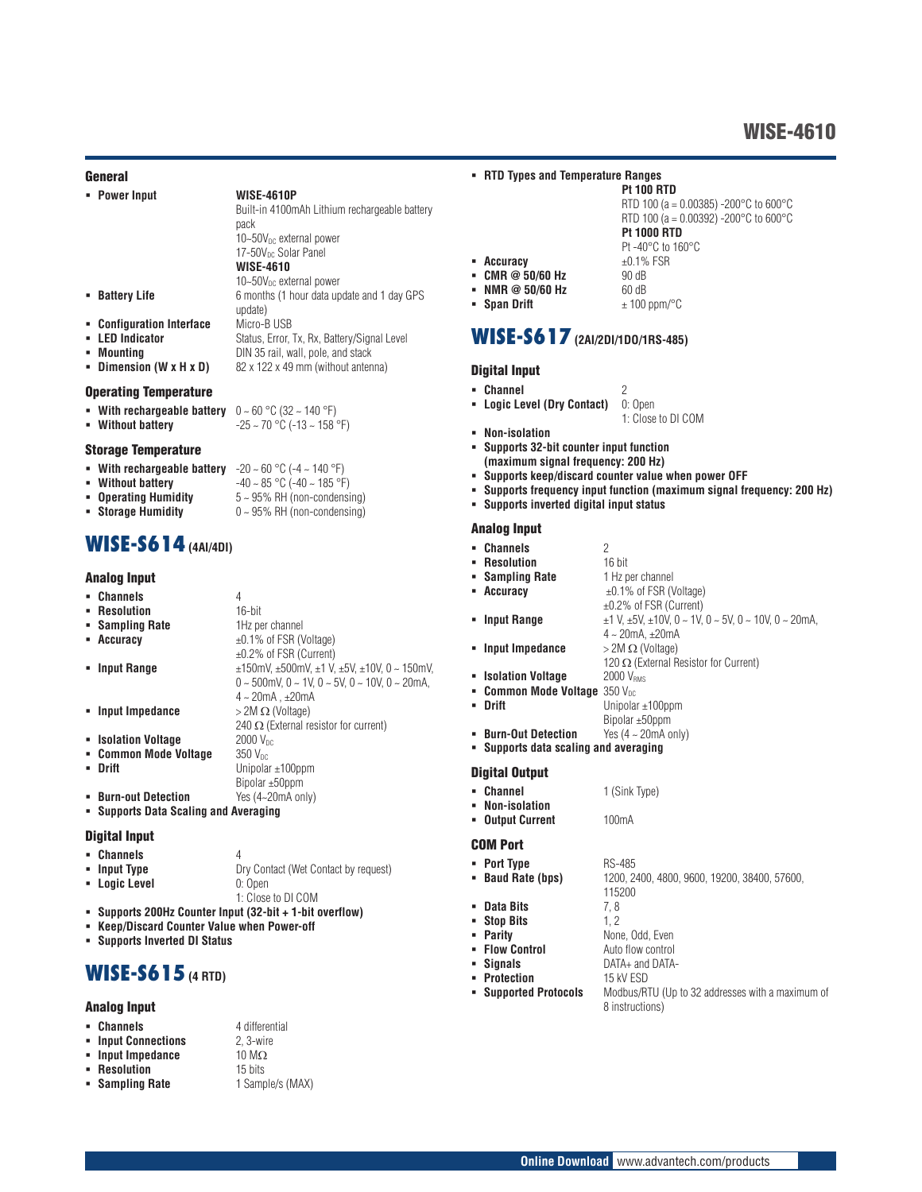# WISE-4610

## General

- **Power Input**
  - **WISE-4610P**
    - Built-in 4100mAh Lithium rechargeable battery pack
    - 10~50$V_{DC}$ external power
    - 17-50$V_{DC}$ Solar Panel
  - **WISE-4610**
    - 10~50$V_{DC}$ external power
- **Battery Life**: 6 months (1 hour data update and 1 day GPS update)
- **Configuration Interface**: Micro-B USB
- **LED Indicator**: Status, Error, Tx, Rx, Battery/Signal Level
- **Mounting**: DIN 35 rail, wall, pole, and stack
- **Dimension (W x H x D)**: 82 x 122 x 49 mm (without antenna)

## Operating Temperature

- **With rechargeable battery**: 0 ~ 60 °C (32 ~ 140 °F)
- **Without battery**: -25 ~ 70 °C (-13 ~ 158 °F)

## Storage Temperature

- **With rechargeable battery**: -20 ~ 60 °C (-4 ~ 140 °F)
- **Without battery**: -40 ~ 85 °C (-40 ~ 185 °F)
- **Operating Humidity**: 5 ~ 95% RH (non-condensing)
- **Storage Humidity**: 0 ~ 95% RH (non-condensing)

# WISE-S614 (4AI/4DI)

## Analog Input

- **Channels**: 4
- **Resolution**: 16-bit
- **Sampling Rate**: 1Hz per channel
- **Accuracy**: ±0.1% of FSR (Voltage), ±0.2% of FSR (Current)
- **Input Range**: ±150mV, ±500mV, ±1 V, ±5V, ±10V, 0 ~ 150mV, 0 ~ 500mV, 0 ~ 1V, 0 ~ 5V, 0 ~ 10V, 0 ~ 20mA, 4 ~ 20mA , ±20mA
- **Input Impedance**: > 2M Ω (Voltage), 240 Ω (External resistor for current)
- **Isolation Voltage**: 2000 $V_{DC}$
- **Common Mode Voltage**: 350 $V_{DC}$
- **Drift**: Unipolar ±100ppm, Bipolar ±50ppm
- **Burn-out Detection**: Yes (4~20mA only)
- **Supports Data Scaling and Averaging**

## Digital Input

- **Channels**: 4
- **Input Type**: Dry Contact (Wet Contact by request)
- **Logic Level**: 0: Open, 1: Close to DI COM
- **Supports 200Hz Counter Input (32-bit + 1-bit overflow)**
- **Keep/Discard Counter Value when Power-off**
- **Supports Inverted DI Status**

# WISE-S615 (4 RTD)

## Analog Input

- **Channels**: 4 differential
- **Input Connections**: 2, 3-wire
- **Input Impedance**: 10 MΩ
- **Resolution**: 15 bits
- **Sampling Rate**: 1 Sample/s (MAX)
- **RTD Types and Temperature Ranges**
  - **Pt 100 RTD**
    - RTD 100 (a = 0.00385) -200°C to 600°C
    - RTD 100 (a = 0.00392) -200°C to 600°C
  - **Pt 1000 RTD**
    - Pt -40°C to 160°C
- **Accuracy**: ±0.1% FSR
- **CMR @ 50/60 Hz**: 90 dB
- **NMR @ 50/60 Hz**: 60 dB
- **Span Drift**: ± 100 ppm/°C

# WISE-S617 (2AI/2DI/1DO/1RS-485)

## Digital Input

- **Channel**: 2
- **Logic Level (Dry Contact)**: 0: Open, 1: Close to DI COM
- **Non-isolation**
- **Supports 32-bit counter input function (maximum signal frequency: 200 Hz)**
- **Supports keep/discard counter value when power OFF**
- **Supports frequency input function (maximum signal frequency: 200 Hz)**
- **Supports inverted digital input status**

## Analog Input

- **Channels**: 2
- **Resolution**: 16 bit
- **Sampling Rate**: 1 Hz per channel
- **Accuracy**: ±0.1% of FSR (Voltage), ±0.2% of FSR (Current)
- **Input Range**: ±1 V, ±5V, ±10V, 0 ~ 1V, 0 ~ 5V, 0 ~ 10V, 0 ~ 20mA, 4 ~ 20mA, ±20mA
- **Input Impedance**: > 2M Ω (Voltage), 120 Ω (External Resistor for Current)
- **Isolation Voltage**: 2000 $V_{RMS}$
- **Common Mode Voltage**: 350 $V_{DC}$
- **Drift**: Unipolar ±100ppm, Bipolar ±50ppm
- **Burn-Out Detection**: Yes (4 ~ 20mA only)
- **Supports data scaling and averaging**

## Digital Output

- **Channel**: 1 (Sink Type)
- **Non-isolation**
- **Output Current**: 100mA

## COM Port

- **Port Type**: RS-485
- **Baud Rate (bps)**: 1200, 2400, 4800, 9600, 19200, 38400, 57600, 115200
- **Data Bits**: 7, 8
- **Stop Bits**: 1, 2
- **Parity**: None, Odd, Even
- **Flow Control**: Auto flow control
- **Signals**: DATA+ and DATA-
- **Protection**: 15 kV ESD
- **Supported Protocols**: Modbus/RTU (Up to 32 addresses with a maximum of 8 instructions)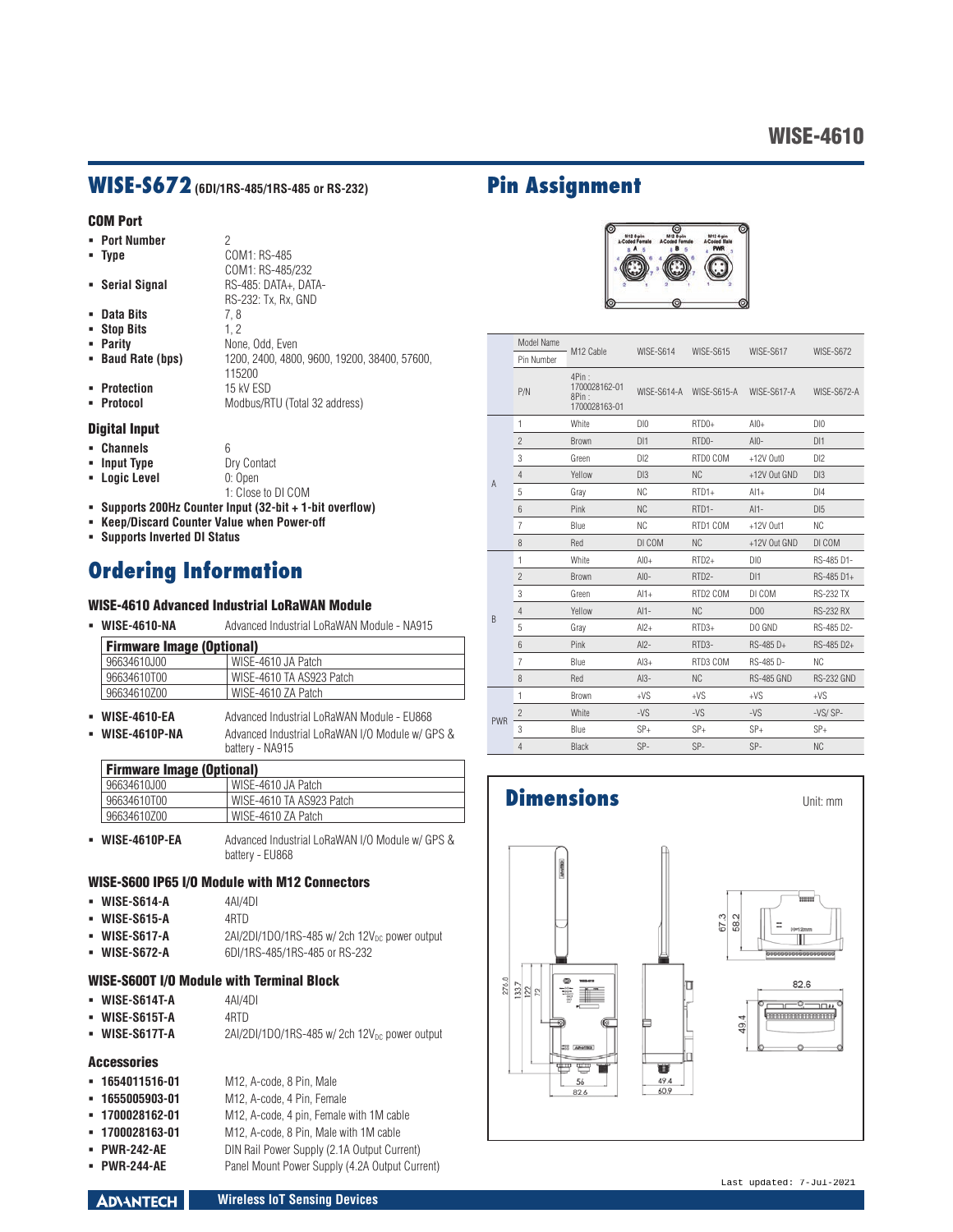## WISE-S672 (6DI/1RS-485/1RS-485 or RS-232)

### COM Port

- **Port Number** 2
- **Type** COM1: RS-485
  COM1: RS-485/232
- **Serial Signal** RS-485: DATA+, DATA-
  RS-232: Tx, Rx, GND
- **Data Bits** 7, 8
- **Stop Bits** 1, 2
- **Parity** None, Odd, Even
- **Baud Rate (bps)** 1200, 2400, 4800, 9600, 19200, 38400, 57600, 115200
- **Protection** 15 kV ESD
- **Protocol** Modbus/RTU (Total 32 address)

### Digital Input

- **Channels** 6
- **Input Type** Dry Contact
- **Logic Level** 0: Open
  1: Close to DI COM
- **Supports 200Hz Counter Input (32-bit + 1-bit overflow)**
- **Keep/Discard Counter Value when Power-off**
- **Supports Inverted DI Status**

## Ordering Information

### WISE-4610 Advanced Industrial LoRaWAN Module

- **WISE-4610-NA** Advanced Industrial LoRaWAN Module - NA915

| Firmware Image (Optional) | |
|---|---|
| 96634610J00 | WISE-4610 JA Patch |
| 96634610T00 | WISE-4610 TA AS923 Patch |
| 96634610Z00 | WISE-4610 ZA Patch |

- **WISE-4610-EA** Advanced Industrial LoRaWAN Module - EU868
- **WISE-4610P-NA** Advanced Industrial LoRaWAN I/O Module w/ GPS & battery - NA915

| Firmware Image (Optional) | |
|---|---|
| 96634610J00 | WISE-4610 JA Patch |
| 96634610T00 | WISE-4610 TA AS923 Patch |
| 96634610Z00 | WISE-4610 ZA Patch |

- **WISE-4610P-EA** Advanced Industrial LoRaWAN I/O Module w/ GPS & battery - EU868

### WISE-S600 IP65 I/O Module with M12 Connectors

- **WISE-S614-A** 4AI/4DI
- **WISE-S615-A** 4RTD
- **WISE-S617-A** 2AI/2DI/1DO/1RS-485 w/ 2ch $12V_{DC}$ power output
- **WISE-S672-A** 6DI/1RS-485/1RS-485 or RS-232

### WISE-S600T I/O Module with Terminal Block

- **WISE-S614T-A** 4AI/4DI
- **WISE-S615T-A** 4RTD
- **WISE-S617T-A** 2AI/2DI/1DO/1RS-485 w/ 2ch $12V_{DC}$ power output

### Accessories

- **1654011516-01** M12, A-code, 8 Pin, Male
- **1655005903-01** M12, A-code, 4 Pin, Female
- **1700028162-01** M12, A-code, 4 pin, Female with 1M cable
- **1700028163-01** M12, A-code, 8 Pin, Male with 1M cable
- **PWR-242-AE** DIN Rail Power Supply (2.1A Output Current)
- **PWR-244-AE** Panel Mount Power Supply (4.2A Output Current)

## Pin Assignment

M12 8-pin A-Coded Female A
M12 8-pin A-Coded Female B
M12 4-pin A-Coded Male PWR

| | Model Name / Pin Number | M12 Cable | WISE-S614 | WISE-S615 | WISE-S617 | WISE-S672 |
|---|---|---|---|---|---|---|
| | P/N | 4Pin : 1700028162-01 8Pin : 1700028163-01 | WISE-S614-A | WISE-S615-A | WISE-S617-A | WISE-S672-A |
| A | 1 | White | DI0 | RTD0+ | AI0+ | DI0 |
| | 2 | Brown | DI1 | RTD0- | AI0- | DI1 |
| | 3 | Green | DI2 | RTD0 COM | +12V Out0 | DI2 |
| | 4 | Yellow | DI3 | NC | +12V Out GND | DI3 |
| | 5 | Gray | NC | RTD1+ | AI1+ | DI4 |
| | 6 | Pink | NC | RTD1- | AI1- | DI5 |
| | 7 | Blue | NC | RTD1 COM | +12V Out1 | NC |
| | 8 | Red | DI COM | NC | +12V Out GND | DI COM |
| B | 1 | White | AI0+ | RTD2+ | DI0 | RS-485 D1- |
| | 2 | Brown | AI0- | RTD2- | DI1 | RS-485 D1+ |
| | 3 | Green | AI1+ | RTD2 COM | DI COM | RS-232 TX |
| | 4 | Yellow | AI1- | NC | DO0 | RS-232 RX |
| | 5 | Gray | AI2+ | RTD3+ | DO GND | RS-485 D2- |
| | 6 | Pink | AI2- | RTD3- | RS-485 D+ | RS-485 D2+ |
| | 7 | Blue | AI3+ | RTD3 COM | RS-485 D- | NC |
| | 8 | Red | AI3- | NC | RS-485 GND | RS-232 GND |
| PWR | 1 | Brown | +VS | +VS | +VS | +VS |
| | 2 | White | -VS | -VS | -VS | -VS/ SP- |
| | 3 | Blue | SP+ | SP+ | SP+ | SP+ |
| | 4 | Black | SP- | SP- | SP- | NC |

## Dimensions

Unit: mm

276.8
133.7
122
72
56
82.6
49.4
60.9
67.3
58.2
82.6
49.4

Last updated: 7-Jul-2021